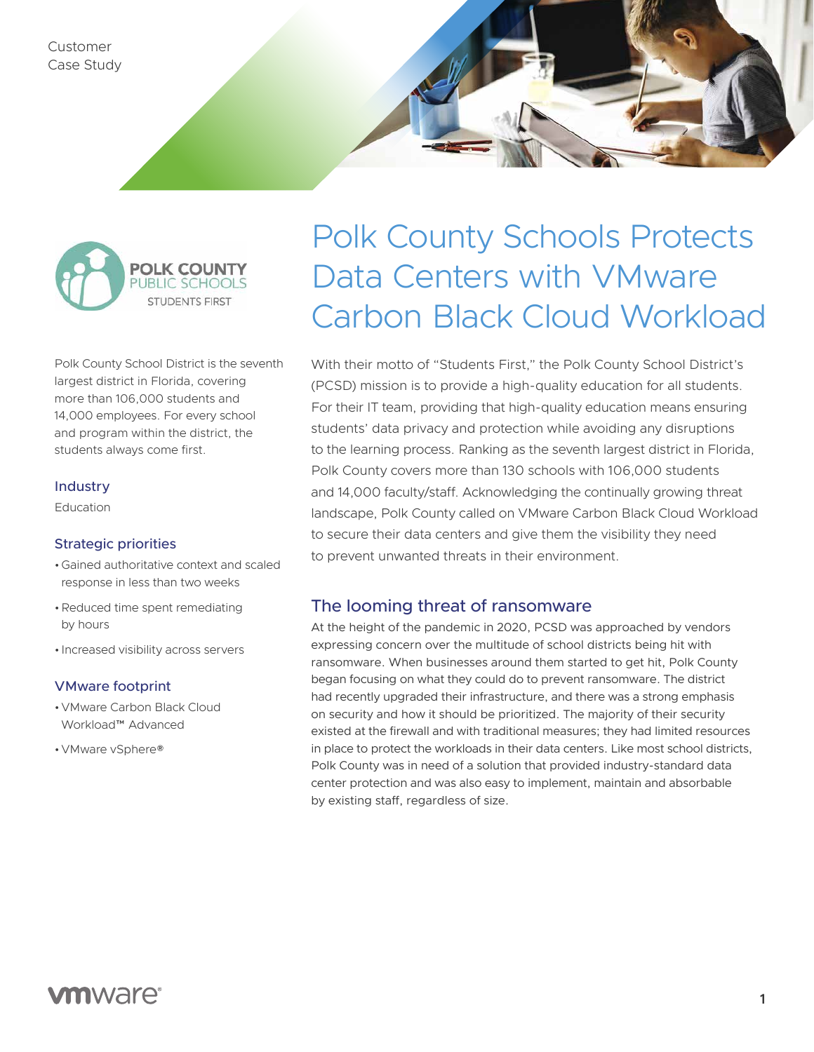Customer Case Study

# Polk County Schools Protects Data Centers with VMware Carbon Black Cloud Workload

Polk County School District is the seventh largest district in Florida, covering more than 106,000 students and 14,000 employees. For every school and program within the district, the students always come first.

### Industry

Education

### Strategic priorities

- Gained authoritative context and scaled response in less than two weeks
- Reduced time spent remediating by hours
- Increased visibility across servers

### VMware footprint

- VMware Carbon Black Cloud Workload™ Advanced
- VMware vSphere®

With their motto of "Students First," the Polk County School District's (PCSD) mission is to provide a high-quality education for all students. For their IT team, providing that high-quality education means ensuring students' data privacy and protection while avoiding any disruptions to the learning process. Ranking as the seventh largest district in Florida, Polk County covers more than 130 schools with 106,000 students and 14,000 faculty/staff. Acknowledging the continually growing threat landscape, Polk County called on VMware Carbon Black Cloud Workload to secure their data centers and give them the visibility they need to prevent unwanted threats in their environment.

## The looming threat of ransomware

At the height of the pandemic in 2020, PCSD was approached by vendors expressing concern over the multitude of school districts being hit with ransomware. When businesses around them started to get hit, Polk County began focusing on what they could do to prevent ransomware. The district had recently upgraded their infrastructure, and there was a strong emphasis on security and how it should be prioritized. The majority of their security existed at the firewall and with traditional measures; they had limited resources in place to protect the workloads in their data centers. Like most school districts, Polk County was in need of a solution that provided industry-standard data center protection and was also easy to implement, maintain and absorbable by existing staff, regardless of size.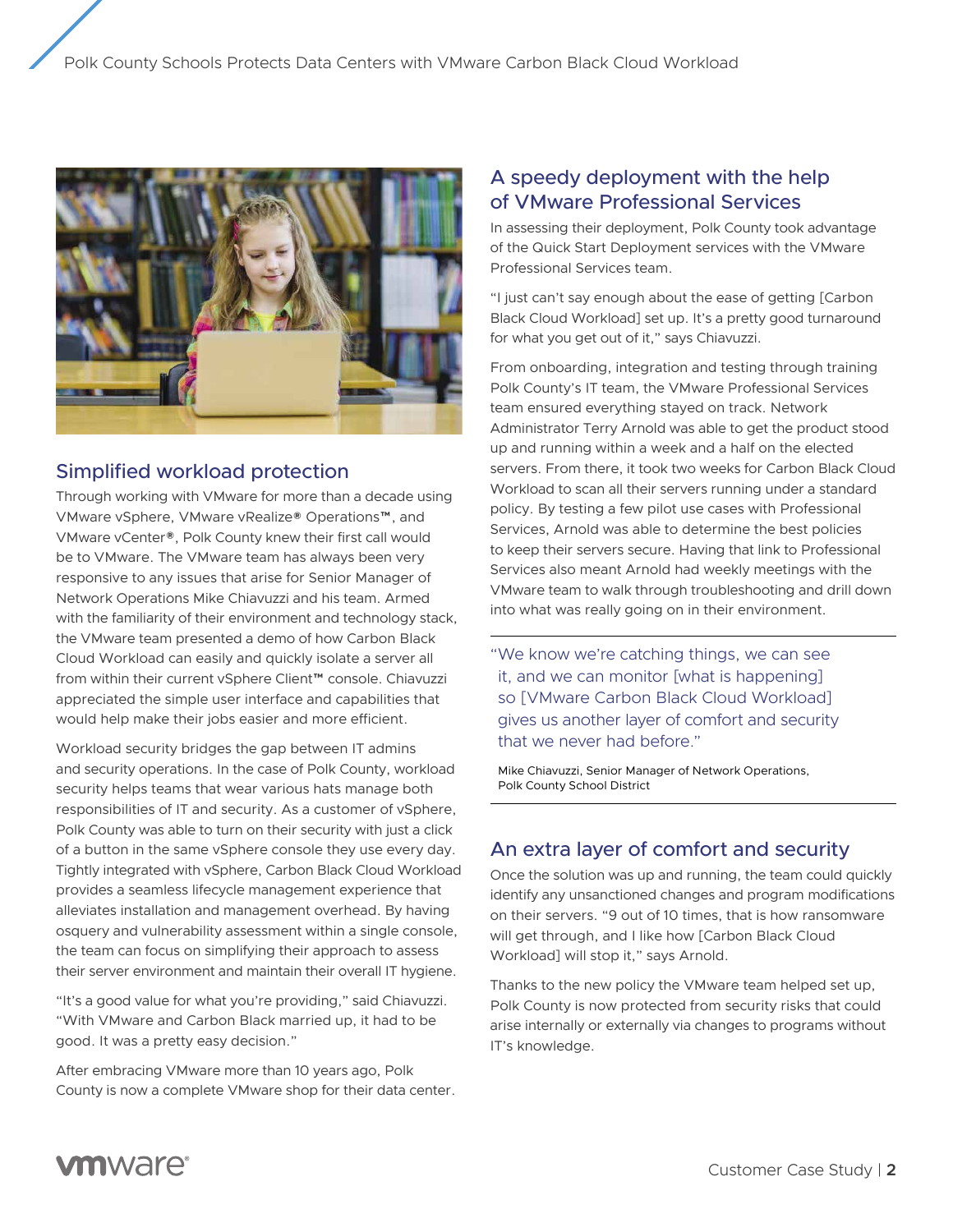## Simplified workload protection

Through working with VMware for more than a decade using VMware vSphere, VMware vRealize® Operations™, and VMware vCenter®, Polk County knew their first call would be to VMware. The VMware team has always been very responsive to any issues that arise for Senior Manager of Network Operations Mike Chiavuzzi and his team. Armed with the familiarity of their environment and technology stack, the VMware team presented a demo of how Carbon Black Cloud Workload can easily and quickly isolate a server all from within their current vSphere Client™ console. Chiavuzzi appreciated the simple user interface and capabilities that would help make their jobs easier and more efficient.

Workload security bridges the gap between IT admins and security operations. In the case of Polk County, workload security helps teams that wear various hats manage both responsibilities of IT and security. As a customer of vSphere, Polk County was able to turn on their security with just a click of a button in the same vSphere console they use every day. Tightly integrated with vSphere, Carbon Black Cloud Workload provides a seamless lifecycle management experience that alleviates installation and management overhead. By having osquery and vulnerability assessment within a single console, the team can focus on simplifying their approach to assess their server environment and maintain their overall IT hygiene.

"It's a good value for what you're providing," said Chiavuzzi. "With VMware and Carbon Black married up, it had to be good. It was a pretty easy decision."

After embracing VMware more than 10 years ago, Polk County is now a complete VMware shop for their data center.

## A speedy deployment with the help of VMware Professional Services

In assessing their deployment, Polk County took advantage of the Quick Start Deployment services with the VMware Professional Services team.

"I just can't say enough about the ease of getting [Carbon Black Cloud Workload] set up. It's a pretty good turnaround for what you get out of it," says Chiavuzzi.

From onboarding, integration and testing through training Polk County's IT team, the VMware Professional Services team ensured everything stayed on track. Network Administrator Terry Arnold was able to get the product stood up and running within a week and a half on the elected servers. From there, it took two weeks for Carbon Black Cloud Workload to scan all their servers running under a standard policy. By testing a few pilot use cases with Professional Services, Arnold was able to determine the best policies to keep their servers secure. Having that link to Professional Services also meant Arnold had weekly meetings with the VMware team to walk through troubleshooting and drill down into what was really going on in their environment.

> "We know we're catching things, we can see it, and we can monitor [what is happening] so [VMware Carbon Black Cloud Workload] gives us another layer of comfort and security that we never had before."
>
> Mike Chiavuzzi, Senior Manager of Network Operations, Polk County School District

## An extra layer of comfort and security

Once the solution was up and running, the team could quickly identify any unsanctioned changes and program modifications on their servers. "9 out of 10 times, that is how ransomware will get through, and I like how [Carbon Black Cloud Workload] will stop it," says Arnold.

Thanks to the new policy the VMware team helped set up, Polk County is now protected from security risks that could arise internally or externally via changes to programs without IT's knowledge.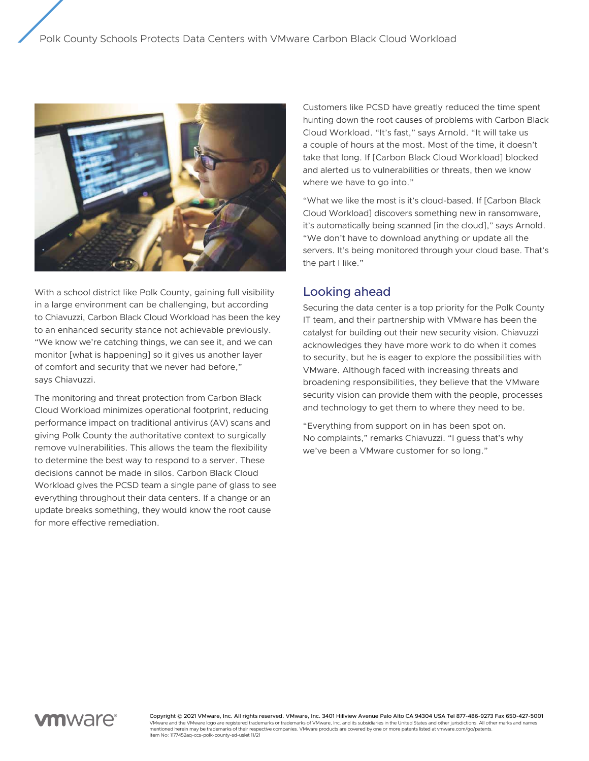With a school district like Polk County, gaining full visibility in a large environment can be challenging, but according to Chiavuzzi, Carbon Black Cloud Workload has been the key to an enhanced security stance not achievable previously. "We know we're catching things, we can see it, and we can monitor [what is happening] so it gives us another layer of comfort and security that we never had before," says Chiavuzzi.

The monitoring and threat protection from Carbon Black Cloud Workload minimizes operational footprint, reducing performance impact on traditional antivirus (AV) scans and giving Polk County the authoritative context to surgically remove vulnerabilities. This allows the team the flexibility to determine the best way to respond to a server. These decisions cannot be made in silos. Carbon Black Cloud Workload gives the PCSD team a single pane of glass to see everything throughout their data centers. If a change or an update breaks something, they would know the root cause for more effective remediation.

Customers like PCSD have greatly reduced the time spent hunting down the root causes of problems with Carbon Black Cloud Workload. "It's fast," says Arnold. "It will take us a couple of hours at the most. Most of the time, it doesn't take that long. If [Carbon Black Cloud Workload] blocked and alerted us to vulnerabilities or threats, then we know where we have to go into."

"What we like the most is it's cloud-based. If [Carbon Black Cloud Workload] discovers something new in ransomware, it's automatically being scanned [in the cloud]," says Arnold. "We don't have to download anything or update all the servers. It's being monitored through your cloud base. That's the part I like."

## Looking ahead

Securing the data center is a top priority for the Polk County IT team, and their partnership with VMware has been the catalyst for building out their new security vision. Chiavuzzi acknowledges they have more work to do when it comes to security, but he is eager to explore the possibilities with VMware. Although faced with increasing threats and broadening responsibilities, they believe that the VMware security vision can provide them with the people, processes and technology to get them to where they need to be.

"Everything from support on in has been spot on. No complaints," remarks Chiavuzzi. "I guess that's why we've been a VMware customer for so long."

Copyright © 2021 VMware, Inc. All rights reserved. VMware, Inc. 3401 Hillview Avenue Palo Alto CA 94304 USA Tel 877-486-9273 Fax 650-427-5001
VMware and the VMware logo are registered trademarks or trademarks of VMware, Inc. and its subsidiaries in the United States and other jurisdictions. All other marks and names mentioned herein may be trademarks of their respective companies. VMware products are covered by one or more patents listed at vmware.com/go/patents.
Item No: 1177452aq-ccs-polk-county-sd-uslet 11/21